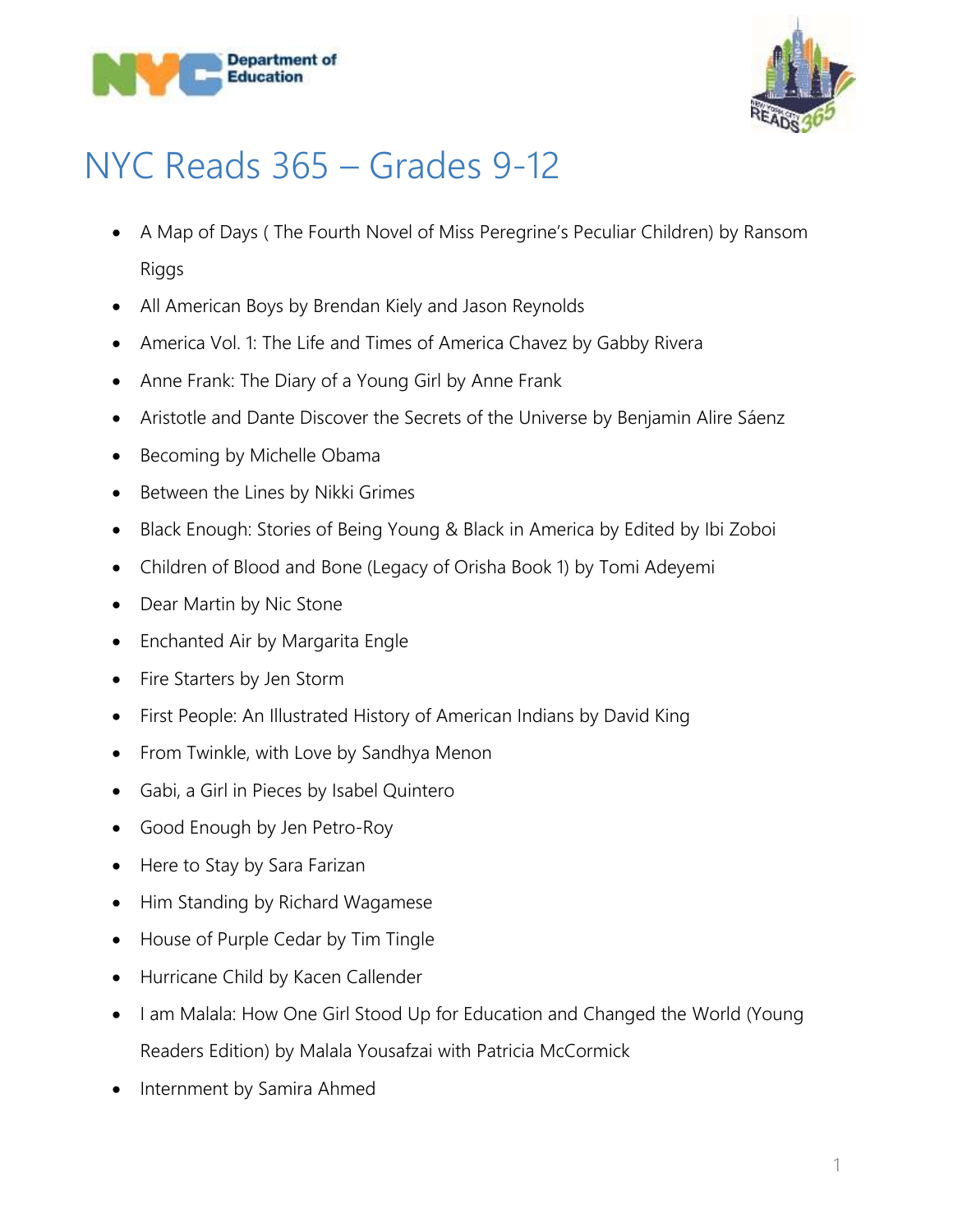# NYC Reads 365 – Grades 9-12

- A Map of Days ( The Fourth Novel of Miss Peregrine's Peculiar Children) by Ransom Riggs
- All American Boys by Brendan Kiely and Jason Reynolds
- America Vol. 1: The Life and Times of America Chavez by Gabby Rivera
- Anne Frank: The Diary of a Young Girl by Anne Frank
- Aristotle and Dante Discover the Secrets of the Universe by Benjamin Alire Sáenz
- Becoming by Michelle Obama
- Between the Lines by Nikki Grimes
- Black Enough: Stories of Being Young & Black in America by Edited by Ibi Zoboi
- Children of Blood and Bone (Legacy of Orisha Book 1) by Tomi Adeyemi
- Dear Martin by Nic Stone
- Enchanted Air by Margarita Engle
- Fire Starters by Jen Storm
- First People: An Illustrated History of American Indians by David King
- From Twinkle, with Love by Sandhya Menon
- Gabi, a Girl in Pieces by Isabel Quintero
- Good Enough by Jen Petro-Roy
- Here to Stay by Sara Farizan
- Him Standing by Richard Wagamese
- House of Purple Cedar by Tim Tingle
- Hurricane Child by Kacen Callender
- I am Malala: How One Girl Stood Up for Education and Changed the World (Young Readers Edition) by Malala Yousafzai with Patricia McCormick
- Internment by Samira Ahmed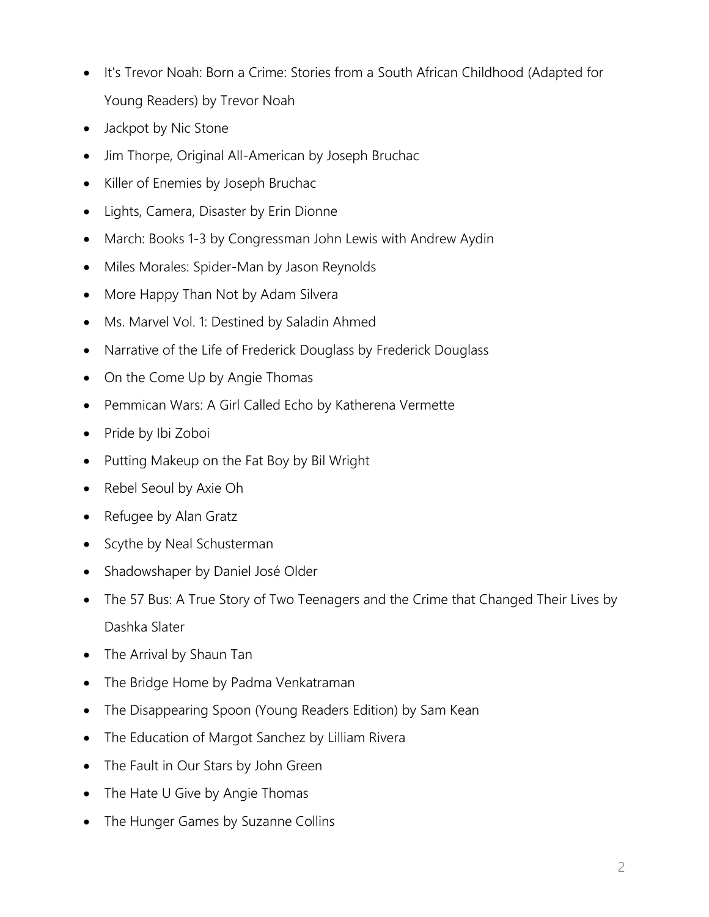- It's Trevor Noah: Born a Crime: Stories from a South African Childhood (Adapted for Young Readers) by Trevor Noah
- Jackpot by Nic Stone
- Jim Thorpe, Original All-American by Joseph Bruchac
- Killer of Enemies by Joseph Bruchac
- Lights, Camera, Disaster by Erin Dionne
- March: Books 1-3 by Congressman John Lewis with Andrew Aydin
- Miles Morales: Spider-Man by Jason Reynolds
- More Happy Than Not by Adam Silvera
- Ms. Marvel Vol. 1: Destined by Saladin Ahmed
- Narrative of the Life of Frederick Douglass by Frederick Douglass
- On the Come Up by Angie Thomas
- Pemmican Wars: A Girl Called Echo by Katherena Vermette
- Pride by Ibi Zoboi
- Putting Makeup on the Fat Boy by Bil Wright
- Rebel Seoul by Axie Oh
- Refugee by Alan Gratz
- Scythe by Neal Schusterman
- Shadowshaper by Daniel José Older
- The 57 Bus: A True Story of Two Teenagers and the Crime that Changed Their Lives by Dashka Slater
- The Arrival by Shaun Tan
- The Bridge Home by Padma Venkatraman
- The Disappearing Spoon (Young Readers Edition) by Sam Kean
- The Education of Margot Sanchez by Lilliam Rivera
- The Fault in Our Stars by John Green
- The Hate U Give by Angie Thomas
- The Hunger Games by Suzanne Collins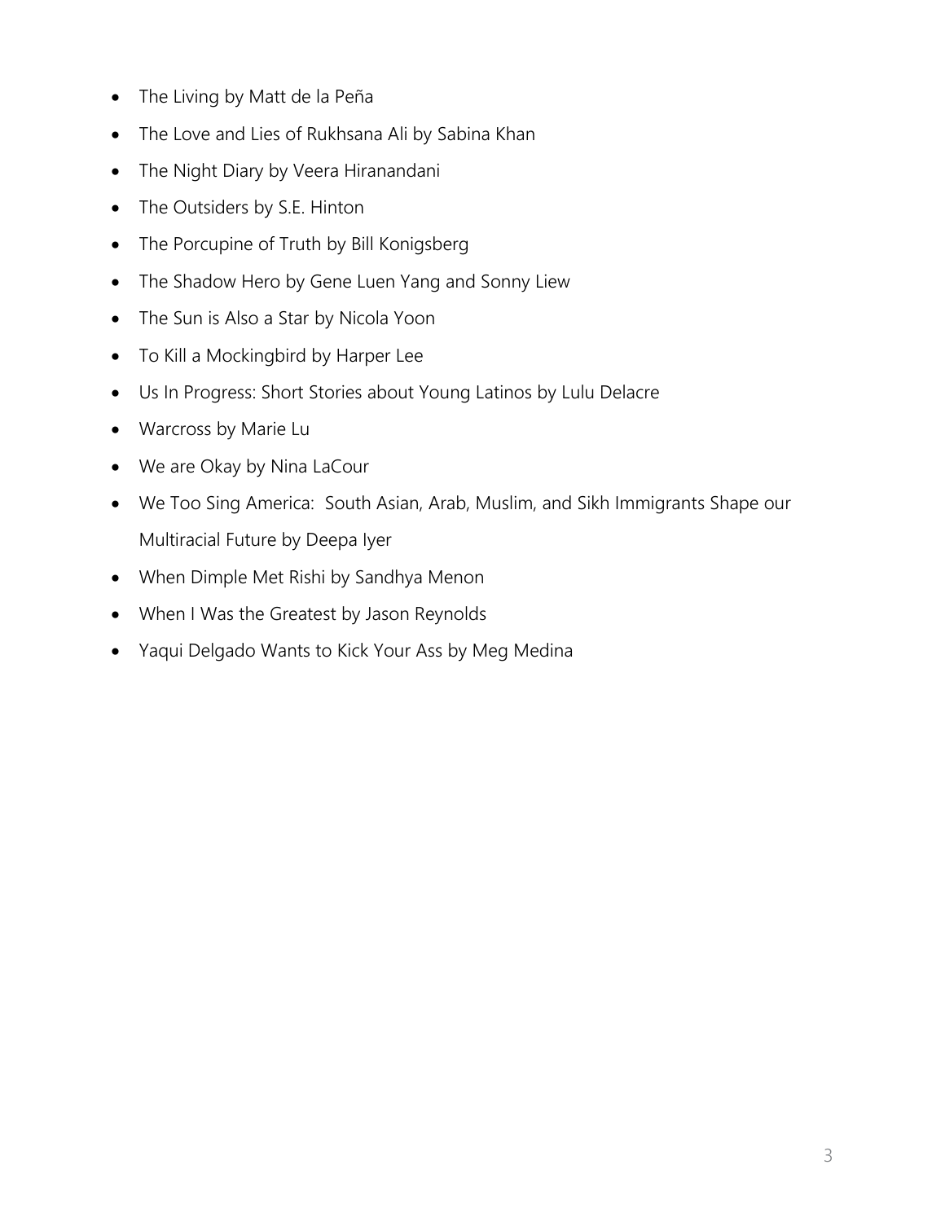- The Living by Matt de la Peña
- The Love and Lies of Rukhsana Ali by Sabina Khan
- The Night Diary by Veera Hiranandani
- The Outsiders by S.E. Hinton
- The Porcupine of Truth by Bill Konigsberg
- The Shadow Hero by Gene Luen Yang and Sonny Liew
- The Sun is Also a Star by Nicola Yoon
- To Kill a Mockingbird by Harper Lee
- Us In Progress: Short Stories about Young Latinos by Lulu Delacre
- Warcross by Marie Lu
- We are Okay by Nina LaCour
- We Too Sing America: South Asian, Arab, Muslim, and Sikh Immigrants Shape our Multiracial Future by Deepa Iyer
- When Dimple Met Rishi by Sandhya Menon
- When I Was the Greatest by Jason Reynolds
- Yaqui Delgado Wants to Kick Your Ass by Meg Medina